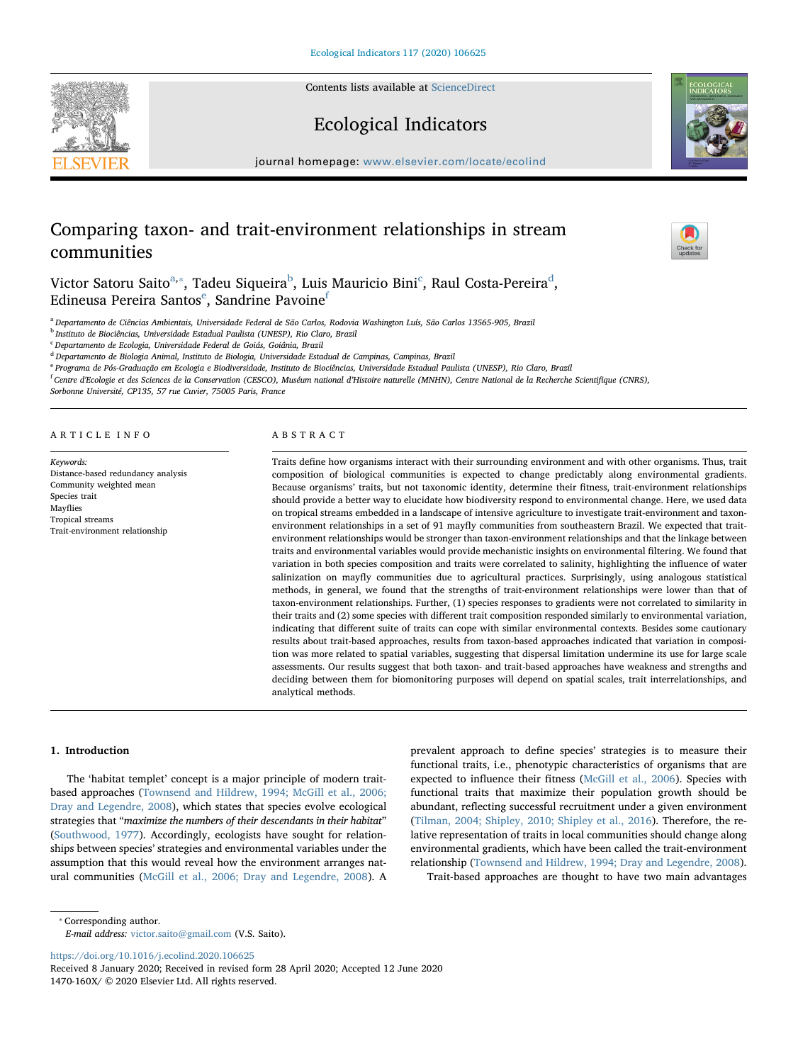# Comparing taxon- and trait-environment relationships in stream communities

Victor Satoru Saito[a,*], Tadeu Siqueira[b], Luis Mauricio Bini[c], Raul Costa-Pereira[d], Edineusa Pereira Santos[e], Sandrine Pavoine[f]

[a] Departamento de Ciências Ambientais, Universidade Federal de São Carlos, Rodovia Washington Luís, São Carlos 13565-905, Brazil
[b] Instituto de Biociências, Universidade Estadual Paulista (UNESP), Rio Claro, Brazil
[c] Departamento de Ecologia, Universidade Federal de Goiás, Goiânia, Brazil
[d] Departamento de Biologia Animal, Instituto de Biologia, Universidade Estadual de Campinas, Campinas, Brazil
[e] Programa de Pós-Graduação em Ecologia e Biodiversidade, Instituto de Biociências, Universidade Estadual Paulista (UNESP), Rio Claro, Brazil
[f] Centre d'Ecologie et des Sciences de la Conservation (CESCO), Muséum national d'Histoire naturelle (MNHN), Centre National de la Recherche Scientifique (CNRS), Sorbonne Université, CP135, 57 rue Cuvier, 75005 Paris, France

## ARTICLE INFO

*Keywords:*
Distance-based redundancy analysis
Community weighted mean
Species trait
Mayflies
Tropical streams
Trait-environment relationship

## ABSTRACT

Traits define how organisms interact with their surrounding environment and with other organisms. Thus, trait composition of biological communities is expected to change predictably along environmental gradients. Because organisms' traits, but not taxonomic identity, determine their fitness, trait-environment relationships should provide a better way to elucidate how biodiversity respond to environmental change. Here, we used data on tropical streams embedded in a landscape of intensive agriculture to investigate trait-environment and taxon-environment relationships in a set of 91 mayfly communities from southeastern Brazil. We expected that trait-environment relationships would be stronger than taxon-environment relationships and that the linkage between traits and environmental variables would provide mechanistic insights on environmental filtering. We found that variation in both species composition and traits were correlated to salinity, highlighting the influence of water salinization on mayfly communities due to agricultural practices. Surprisingly, using analogous statistical methods, in general, we found that the strengths of trait-environment relationships were lower than that of taxon-environment relationships. Further, (1) species responses to gradients were not correlated to similarity in their traits and (2) some species with different trait composition responded similarly to environmental variation, indicating that different suite of traits can cope with similar environmental contexts. Besides some cautionary results about trait-based approaches, results from taxon-based approaches indicated that variation in composition was more related to spatial variables, suggesting that dispersal limitation undermine its use for large scale assessments. Our results suggest that both taxon- and trait-based approaches have weakness and strengths and deciding between them for biomonitoring purposes will depend on spatial scales, trait interrelationships, and analytical methods.

## 1. Introduction

The 'habitat templet' concept is a major principle of modern trait-based approaches (Townsend and Hildrew, 1994; McGill et al., 2006; Dray and Legendre, 2008), which states that species evolve ecological strategies that "*maximize the numbers of their descendants in their habitat*" (Southwood, 1977). Accordingly, ecologists have sought for relationships between species' strategies and environmental variables under the assumption that this would reveal how the environment arranges natural communities (McGill et al., 2006; Dray and Legendre, 2008). A prevalent approach to define species' strategies is to measure their functional traits, i.e., phenotypic characteristics of organisms that are expected to influence their fitness (McGill et al., 2006). Species with functional traits that maximize their population growth should be abundant, reflecting successful recruitment under a given environment (Tilman, 2004; Shipley, 2010; Shipley et al., 2016). Therefore, the relative representation of traits in local communities should change along environmental gradients, which have been called the trait-environment relationship (Townsend and Hildrew, 1994; Dray and Legendre, 2008).

Trait-based approaches are thought to have two main advantages

* Corresponding author.
*E-mail address:* victor.saito@gmail.com (V.S. Saito).

https://doi.org/10.1016/j.ecolind.2020.106625
Received 8 January 2020; Received in revised form 28 April 2020; Accepted 12 June 2020
1470-160X/ © 2020 Elsevier Ltd. All rights reserved.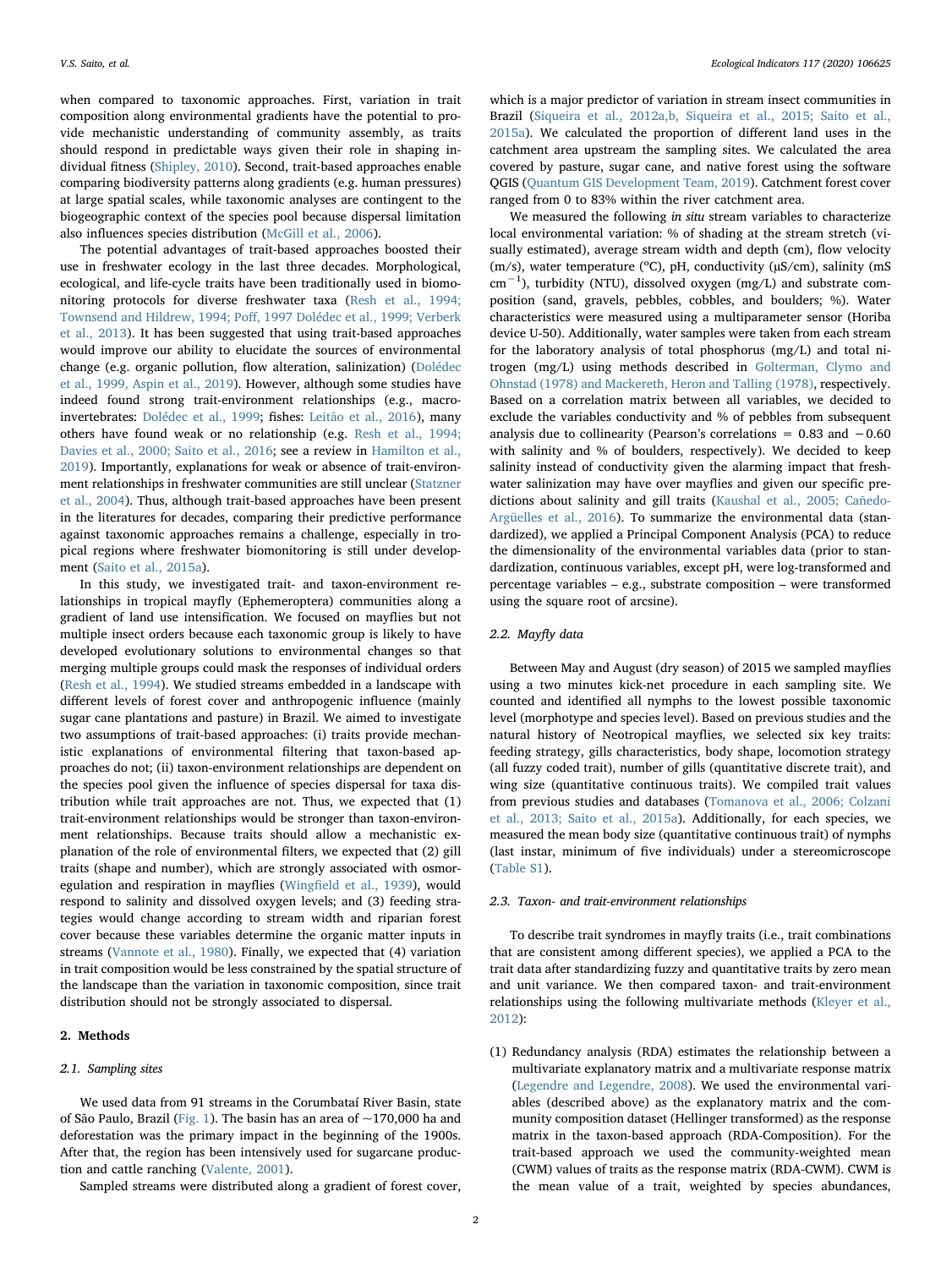when compared to taxonomic approaches. First, variation in trait composition along environmental gradients have the potential to provide mechanistic understanding of community assembly, as traits should respond in predictable ways given their role in shaping individual fitness (Shipley, 2010). Second, trait-based approaches enable comparing biodiversity patterns along gradients (e.g. human pressures) at large spatial scales, while taxonomic analyses are contingent to the biogeographic context of the species pool because dispersal limitation also influences species distribution (McGill et al., 2006).

The potential advantages of trait-based approaches boosted their use in freshwater ecology in the last three decades. Morphological, ecological, and life-cycle traits have been traditionally used in biomonitoring protocols for diverse freshwater taxa (Resh et al., 1994; Townsend and Hildrew, 1994; Poff, 1997 Dolédec et al., 1999; Verberk et al., 2013). It has been suggested that using trait-based approaches would improve our ability to elucidate the sources of environmental change (e.g. organic pollution, flow alteration, salinization) (Dolédec et al., 1999, Aspin et al., 2019). However, although some studies have indeed found strong trait-environment relationships (e.g., macroinvertebrates: Dolédec et al., 1999; fishes: Leitão et al., 2016), many others have found weak or no relationship (e.g. Resh et al., 1994; Davies et al., 2000; Saito et al., 2016; see a review in Hamilton et al., 2019). Importantly, explanations for weak or absence of trait-environment relationships in freshwater communities are still unclear (Statzner et al., 2004). Thus, although trait-based approaches have been present in the literatures for decades, comparing their predictive performance against taxonomic approaches remains a challenge, especially in tropical regions where freshwater biomonitoring is still under development (Saito et al., 2015a).

In this study, we investigated trait- and taxon-environment relationships in tropical mayfly (Ephemeroptera) communities along a gradient of land use intensification. We focused on mayflies but not multiple insect orders because each taxonomic group is likely to have developed evolutionary solutions to environmental changes so that merging multiple groups could mask the responses of individual orders (Resh et al., 1994). We studied streams embedded in a landscape with different levels of forest cover and anthropogenic influence (mainly sugar cane plantations and pasture) in Brazil. We aimed to investigate two assumptions of trait-based approaches: (i) traits provide mechanistic explanations of environmental filtering that taxon-based approaches do not; (ii) taxon-environment relationships are dependent on the species pool given the influence of species dispersal for taxa distribution while trait approaches are not. Thus, we expected that (1) trait-environment relationships would be stronger than taxon-environment relationships. Because traits should allow a mechanistic explanation of the role of environmental filters, we expected that (2) gill traits (shape and number), which are strongly associated with osmoregulation and respiration in mayflies (Wingfield et al., 1939), would respond to salinity and dissolved oxygen levels; and (3) feeding strategies would change according to stream width and riparian forest cover because these variables determine the organic matter inputs in streams (Vannote et al., 1980). Finally, we expected that (4) variation in trait composition would be less constrained by the spatial structure of the landscape than the variation in taxonomic composition, since trait distribution should not be strongly associated to dispersal.

## 2. Methods

### 2.1. Sampling sites

We used data from 91 streams in the Corumbataí River Basin, state of São Paulo, Brazil (Fig. 1). The basin has an area of ~170,000 ha and deforestation was the primary impact in the beginning of the 1900s. After that, the region has been intensively used for sugarcane production and cattle ranching (Valente, 2001).

Sampled streams were distributed along a gradient of forest cover, which is a major predictor of variation in stream insect communities in Brazil (Siqueira et al., 2012a,b, Siqueira et al., 2015; Saito et al., 2015a). We calculated the proportion of different land uses in the catchment area upstream the sampling sites. We calculated the area covered by pasture, sugar cane, and native forest using the software QGIS (Quantum GIS Development Team, 2019). Catchment forest cover ranged from 0 to 83% within the river catchment area.

We measured the following *in situ* stream variables to characterize local environmental variation: % of shading at the stream stretch (visually estimated), average stream width and depth (cm), flow velocity (m/s), water temperature (°C), pH, conductivity (μS/cm), salinity (mS $cm^{-1}$), turbidity (NTU), dissolved oxygen (mg/L) and substrate composition (sand, gravels, pebbles, cobbles, and boulders; %). Water characteristics were measured using a multiparameter sensor (Horiba device U-50). Additionally, water samples were taken from each stream for the laboratory analysis of total phosphorus (mg/L) and total nitrogen (mg/L) using methods described in Golterman, Clymo and Ohnstad (1978) and Mackereth, Heron and Talling (1978), respectively. Based on a correlation matrix between all variables, we decided to exclude the variables conductivity and % of pebbles from subsequent analysis due to collinearity (Pearson's correlations = 0.83 and −0.60 with salinity and % of boulders, respectively). We decided to keep salinity instead of conductivity given the alarming impact that freshwater salinization may have over mayflies and given our specific predictions about salinity and gill traits (Kaushal et al., 2005; Cañedo-Argüelles et al., 2016). To summarize the environmental data (standardized), we applied a Principal Component Analysis (PCA) to reduce the dimensionality of the environmental variables data (prior to standardization, continuous variables, except pH, were log-transformed and percentage variables – e.g., substrate composition – were transformed using the square root of arcsine).

### 2.2. Mayfly data

Between May and August (dry season) of 2015 we sampled mayflies using a two minutes kick-net procedure in each sampling site. We counted and identified all nymphs to the lowest possible taxonomic level (morphotype and species level). Based on previous studies and the natural history of Neotropical mayflies, we selected six key traits: feeding strategy, gills characteristics, body shape, locomotion strategy (all fuzzy coded trait), number of gills (quantitative discrete trait), and wing size (quantitative continuous traits). We compiled trait values from previous studies and databases (Tomanova et al., 2006; Colzani et al., 2013; Saito et al., 2015a). Additionally, for each species, we measured the mean body size (quantitative continuous trait) of nymphs (last instar, minimum of five individuals) under a stereomicroscope (Table S1).

### 2.3. Taxon- and trait-environment relationships

To describe trait syndromes in mayfly traits (i.e., trait combinations that are consistent among different species), we applied a PCA to the trait data after standardizing fuzzy and quantitative traits by zero mean and unit variance. We then compared taxon- and trait-environment relationships using the following multivariate methods (Kleyer et al., 2012):

(1) Redundancy analysis (RDA) estimates the relationship between a multivariate explanatory matrix and a multivariate response matrix (Legendre and Legendre, 2008). We used the environmental variables (described above) as the explanatory matrix and the community composition dataset (Hellinger transformed) as the response matrix in the taxon-based approach (RDA-Composition). For the trait-based approach we used the community-weighted mean (CWM) values of traits as the response matrix (RDA-CWM). CWM is the mean value of a trait, weighted by species abundances,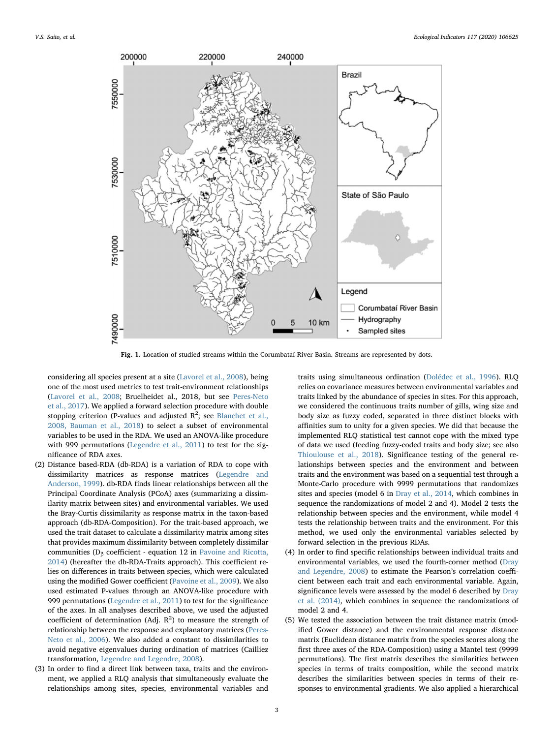200000
220000
240000
7550000
7530000
7510000
7490000
Brazil
State of São Paulo
Legend
Corumbataí River Basin
Hydrography
Sampled sites
0 5 10 km

Fig. 1. Location of studied streams within the Corumbataí River Basin. Streams are represented by dots.

considering all species present at a site (Lavorel et al., 2008), being one of the most used metrics to test trait-environment relationships (Lavorel et al., 2008; Bruelheidet al., 2018, but see Peres-Neto et al., 2017). We applied a forward selection procedure with double stopping criterion (P-values and adjusted $R^2$; see Blanchet et al., 2008, Bauman et al., 2018) to select a subset of environmental variables to be used in the RDA. We used an ANOVA-like procedure with 999 permutations (Legendre et al., 2011) to test for the significance of RDA axes.

(2) Distance based-RDA (db-RDA) is a variation of RDA to cope with dissimilarity matrices as response matrices (Legendre and Anderson, 1999). db-RDA finds linear relationships between all the Principal Coordinate Analysis (PCoA) axes (summarizing a dissimilarity matrix between sites) and environmental variables. We used the Bray-Curtis dissimilarity as response matrix in the taxon-based approach (db-RDA-Composition). For the trait-based approach, we used the trait dataset to calculate a dissimilarity matrix among sites that provides maximum dissimilarity between completely dissimilar communities ($D_\beta$ coefficient - equation 12 in Pavoine and Ricotta, 2014) (hereafter the db-RDA-Traits approach). This coefficient relies on differences in traits between species, which were calculated using the modified Gower coefficient (Pavoine et al., 2009). We also used estimated P-values through an ANOVA-like procedure with 999 permutations (Legendre et al., 2011) to test for the significance of the axes. In all analyses described above, we used the adjusted coefficient of determination (Adj. $R^2$) to measure the strength of relationship between the response and explanatory matrices (Peres-Neto et al., 2006). We also added a constant to dissimilarities to avoid negative eigenvalues during ordination of matrices (Cailliez transformation, Legendre and Legendre, 2008).

(3) In order to find a direct link between taxa, traits and the environment, we applied a RLQ analysis that simultaneously evaluate the relationships among sites, species, environmental variables and traits using simultaneous ordination (Dolédec et al., 1996). RLQ relies on covariance measures between environmental variables and traits linked by the abundance of species in sites. For this approach, we considered the continuous traits number of gills, wing size and body size as fuzzy coded, separated in three distinct blocks with affinities sum to unity for a given species. We did that because the implemented RLQ statistical test cannot cope with the mixed type of data we used (feeding fuzzy-coded traits and body size; see also Thioulouse et al., 2018). Significance testing of the general relationships between species and the environment and between traits and the environment was based on a sequential test through a Monte-Carlo procedure with 9999 permutations that randomizes sites and species (model 6 in Dray et al., 2014, which combines in sequence the randomizations of model 2 and 4). Model 2 tests the relationship between species and the environment, while model 4 tests the relationship between traits and the environment. For this method, we used only the environmental variables selected by forward selection in the previous RDAs.

(4) In order to find specific relationships between individual traits and environmental variables, we used the fourth-corner method (Dray and Legendre, 2008) to estimate the Pearson's correlation coefficient between each trait and each environmental variable. Again, significance levels were assessed by the model 6 described by Dray et al. (2014), which combines in sequence the randomizations of model 2 and 4.

(5) We tested the association between the trait distance matrix (modified Gower distance) and the environmental response distance matrix (Euclidean distance matrix from the species scores along the first three axes of the RDA-Composition) using a Mantel test (9999 permutations). The first matrix describes the similarities between species in terms of traits composition, while the second matrix describes the similarities between species in terms of their responses to environmental gradients. We also applied a hierarchical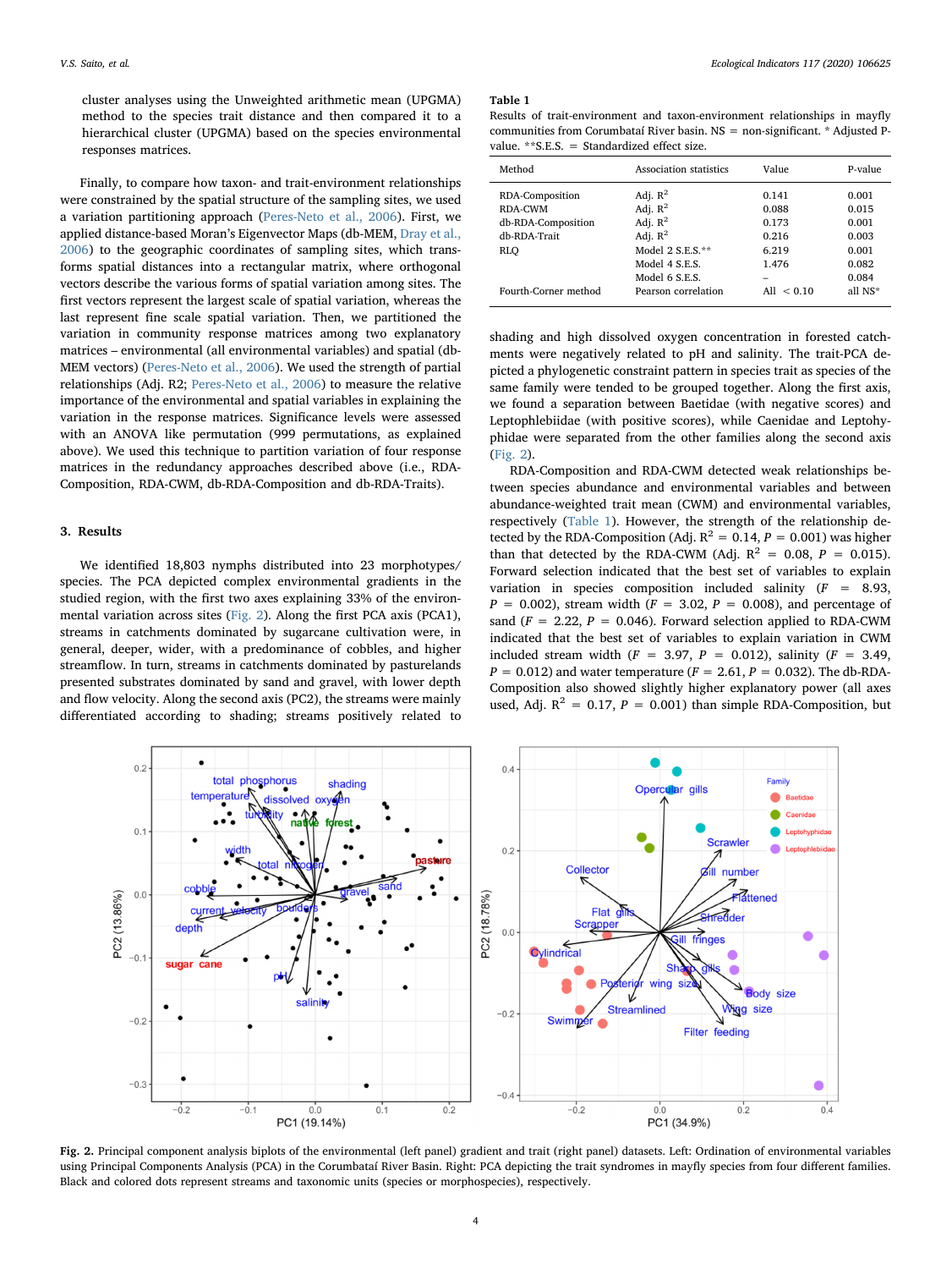cluster analyses using the Unweighted arithmetic mean (UPGMA) method to the species trait distance and then compared it to a hierarchical cluster (UPGMA) based on the species environmental responses matrices.

Finally, to compare how taxon- and trait-environment relationships were constrained by the spatial structure of the sampling sites, we used a variation partitioning approach (Peres-Neto et al., 2006). First, we applied distance-based Moran's Eigenvector Maps (db-MEM, Dray et al., 2006) to the geographic coordinates of sampling sites, which transforms spatial distances into a rectangular matrix, where orthogonal vectors describe the various forms of spatial variation among sites. The first vectors represent the largest scale of spatial variation, whereas the last represent fine scale spatial variation. Then, we partitioned the variation in community response matrices among two explanatory matrices – environmental (all environmental variables) and spatial (db-MEM vectors) (Peres-Neto et al., 2006). We used the strength of partial relationships (Adj. R2; Peres-Neto et al., 2006) to measure the relative importance of the environmental and spatial variables in explaining the variation in the response matrices. Significance levels were assessed with an ANOVA like permutation (999 permutations, as explained above). We used this technique to partition variation of four response matrices in the redundancy approaches described above (i.e., RDA-Composition, RDA-CWM, db-RDA-Composition and db-RDA-Traits).

## 3. Results

We identified 18,803 nymphs distributed into 23 morphotypes/species. The PCA depicted complex environmental gradients in the studied region, with the first two axes explaining 33% of the environmental variation across sites (Fig. 2). Along the first PCA axis (PCA1), streams in catchments dominated by sugarcane cultivation were, in general, deeper, wider, with a predominance of cobbles, and higher streamflow. In turn, streams in catchments dominated by pasturelands presented substrates dominated by sand and gravel, with lower depth and flow velocity. Along the second axis (PC2), the streams were mainly differentiated according to shading; streams positively related to shading and high dissolved oxygen concentration in forested catchments were negatively related to pH and salinity. The trait-PCA depicted a phylogenetic constraint pattern in species trait as species of the same family were tended to be grouped together. Along the first axis, we found a separation between Baetidae (with negative scores) and Leptophlebiidae (with positive scores), while Caenidae and Leptohyphidae were separated from the other families along the second axis (Fig. 2).

**Table 1**
Results of trait-environment and taxon-environment relationships in mayfly communities from Corumbataí River basin. NS = non-significant. * Adjusted P-value. **S.E.S. = Standardized effect size.

| Method | Association statistics | Value | P-value |
|---|---|---|---|
| RDA-Composition | Adj. $R^2$ | 0.141 | 0.001 |
| RDA-CWM | Adj. $R^2$ | 0.088 | 0.015 |
| db-RDA-Composition | Adj. $R^2$ | 0.173 | 0.001 |
| db-RDA-Trait | Adj. $R^2$ | 0.216 | 0.003 |
| RLQ | Model 2 S.E.S.** | 6.219 | 0.001 |
| | Model 4 S.E.S. | 1.476 | 0.082 |
| | Model 6 S.E.S. | – | 0.084 |
| Fourth-Corner method | Pearson correlation | All < 0.10 | all NS* |

RDA-Composition and RDA-CWM detected weak relationships between species abundance and environmental variables and between abundance-weighted trait mean (CWM) and environmental variables, respectively (Table 1). However, the strength of the relationship detected by the RDA-Composition (Adj. $R^2$ = 0.14, $P$ = 0.001) was higher than that detected by the RDA-CWM (Adj. $R^2$ = 0.08, $P$ = 0.015). Forward selection indicated that the best set of variables to explain variation in species composition included salinity ($F$ = 8.93, $P$ = 0.002), stream width ($F$ = 3.02, $P$ = 0.008), and percentage of sand ($F$ = 2.22, $P$ = 0.046). Forward selection applied to RDA-CWM indicated that the best set of variables to explain variation in CWM included stream width ($F$ = 3.97, $P$ = 0.012), salinity ($F$ = 3.49, $P$ = 0.012) and water temperature ($F$ = 2.61, $P$ = 0.032). The db-RDA-Composition also showed slightly higher explanatory power (all axes used, Adj. $R^2$ = 0.17, $P$ = 0.001) than simple RDA-Composition, but

**Fig. 2.** Principal component analysis biplots of the environmental (left panel) gradient and trait (right panel) datasets. Left: Ordination of environmental variables using Principal Components Analysis (PCA) in the Corumbataí River Basin. Right: PCA depicting the trait syndromes in mayfly species from four different families. Black and colored dots represent streams and taxonomic units (species or morphospecies), respectively.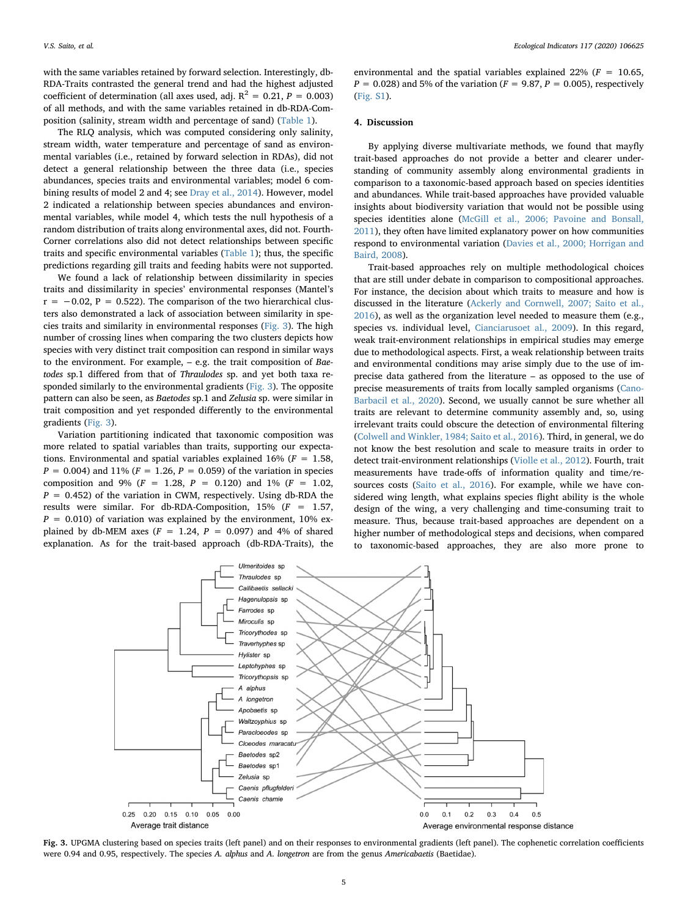with the same variables retained by forward selection. Interestingly, db-RDA-Traits contrasted the general trend and had the highest adjusted coefficient of determination (all axes used, adj. $R^2 = 0.21$, $P = 0.003$) of all methods, and with the same variables retained in db-RDA-Composition (salinity, stream width and percentage of sand) (Table 1).

The RLQ analysis, which was computed considering only salinity, stream width, water temperature and percentage of sand as environmental variables (i.e., retained by forward selection in RDAs), did not detect a general relationship between the three data (i.e., species abundances, species traits and environmental variables; model 6 combining results of model 2 and 4; see Dray et al., 2014). However, model 2 indicated a relationship between species abundances and environmental variables, while model 4, which tests the null hypothesis of a random distribution of traits along environmental axes, did not. Fourth-Corner correlations also did not detect relationships between specific traits and specific environmental variables (Table 1); thus, the specific predictions regarding gill traits and feeding habits were not supported.

We found a lack of relationship between dissimilarity in species traits and dissimilarity in species' environmental responses (Mantel's r = −0.02, P = 0.522). The comparison of the two hierarchical clusters also demonstrated a lack of association between similarity in species traits and similarity in environmental responses (Fig. 3). The high number of crossing lines when comparing the two clusters depicts how species with very distinct trait composition can respond in similar ways to the environment. For example, – e.g. the trait composition of *Baetodes* sp.1 differed from that of *Thraulodes* sp. and yet both taxa responded similarly to the environmental gradients (Fig. 3). The opposite pattern can also be seen, as *Baetodes* sp.1 and *Zelusia* sp. were similar in trait composition and yet responded differently to the environmental gradients (Fig. 3).

Variation partitioning indicated that taxonomic composition was more related to spatial variables than traits, supporting our expectations. Environmental and spatial variables explained 16% ($F = 1.58$, $P = 0.004$) and 11% ($F = 1.26$, $P = 0.059$) of the variation in species composition and 9% ($F = 1.28$, $P = 0.120$) and 1% ($F = 1.02$, $P = 0.452$) of the variation in CWM, respectively. Using db-RDA the results were similar. For db-RDA-Composition, 15% ($F = 1.57$, $P = 0.010$) of variation was explained by the environment, 10% explained by db-MEM axes ($F = 1.24$, $P = 0.097$) and 4% of shared explanation. As for the trait-based approach (db-RDA-Traits), the environmental and the spatial variables explained 22% ($F = 10.65$, $P = 0.028$) and 5% of the variation ($F = 9.87$, $P = 0.005$), respectively (Fig. S1).

## 4. Discussion

By applying diverse multivariate methods, we found that mayfly trait-based approaches do not provide a better and clearer understanding of community assembly along environmental gradients in comparison to a taxonomic-based approach based on species identities and abundances. While trait-based approaches have provided valuable insights about biodiversity variation that would not be possible using species identities alone (McGill et al., 2006; Pavoine and Bonsall, 2011), they often have limited explanatory power on how communities respond to environmental variation (Davies et al., 2000; Horrigan and Baird, 2008).

Trait-based approaches rely on multiple methodological choices that are still under debate in comparison to compositional approaches. For instance, the decision about which traits to measure and how is discussed in the literature (Ackerly and Cornwell, 2007; Saito et al., 2016), as well as the organization level needed to measure them (e.g., species vs. individual level, Cianciarusoet al., 2009). In this regard, weak trait-environment relationships in empirical studies may emerge due to methodological aspects. First, a weak relationship between traits and environmental conditions may arise simply due to the use of imprecise data gathered from the literature – as opposed to the use of precise measurements of traits from locally sampled organisms (Cano-Barbacil et al., 2020). Second, we usually cannot be sure whether all traits are relevant to determine community assembly and, so, using irrelevant traits could obscure the detection of environmental filtering (Colwell and Winkler, 1984; Saito et al., 2016). Third, in general, we do not know the best resolution and scale to measure traits in order to detect trait-environment relationships (Violle et al., 2012). Fourth, trait measurements have trade-offs of information quality and time/resources costs (Saito et al., 2016). For example, while we have considered wing length, what explains species flight ability is the whole design of the wing, a very challenging and time-consuming trait to measure. Thus, because trait-based approaches are dependent on a higher number of methodological steps and decisions, when compared to taxonomic-based approaches, they are also more prone to

Ulmeritoides sp
Thraulodes sp
Callibaetis sellacki
Hagenulopsis sp
Farrodes sp
Miroculis sp
Tricorythodes sp
Traverhyphes sp
Hylister sp
Leptohyphes sp
Tricorythopsis sp
A alphus
A longetron
Apobaetis sp
Waltzoyphius sp
Paracloeodes sp
Cloeodes maracatu
Baetodes sp2
Baetodes sp1
Zelusia sp
Caenis pflugfelderi
Caenis chamie

0.25 0.20 0.15 0.10 0.05 0.00
Average trait distance

0.0 0.1 0.2 0.3 0.4 0.5
Average environmental response distance

**Fig. 3.** UPGMA clustering based on species traits (left panel) and on their responses to environmental gradients (left panel). The cophenetic correlation coefficients were 0.94 and 0.95, respectively. The species *A. alphus* and *A. longetron* are from the genus *Americabaetis* (Baetidae).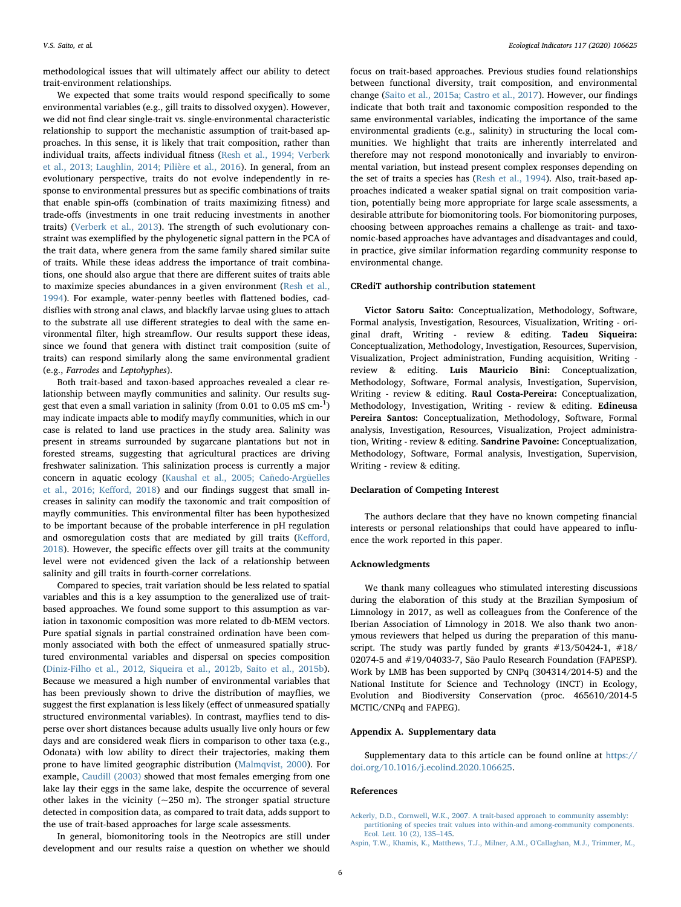methodological issues that will ultimately affect our ability to detect trait-environment relationships.

We expected that some traits would respond specifically to some environmental variables (e.g., gill traits to dissolved oxygen). However, we did not find clear single-trait vs. single-environmental characteristic relationship to support the mechanistic assumption of trait-based approaches. In this sense, it is likely that trait composition, rather than individual traits, affects individual fitness (Resh et al., 1994; Verberk et al., 2013; Laughlin, 2014; Pilière et al., 2016). In general, from an evolutionary perspective, traits do not evolve independently in response to environmental pressures but as specific combinations of traits that enable spin-offs (combination of traits maximizing fitness) and trade-offs (investments in one trait reducing investments in another traits) (Verberk et al., 2013). The strength of such evolutionary constraint was exemplified by the phylogenetic signal pattern in the PCA of the trait data, where genera from the same family shared similar suite of traits. While these ideas address the importance of trait combinations, one should also argue that there are different suites of traits able to maximize species abundances in a given environment (Resh et al., 1994). For example, water-penny beetles with flattened bodies, caddisflies with strong anal claws, and blackfly larvae using glues to attach to the substrate all use different strategies to deal with the same environmental filter, high streamflow. Our results support these ideas, since we found that genera with distinct trait composition (suite of traits) can respond similarly along the same environmental gradient (e.g., *Farrodes* and *Leptohyphes*).

Both trait-based and taxon-based approaches revealed a clear relationship between mayfly communities and salinity. Our results suggest that even a small variation in salinity (from 0.01 to 0.05 mS cm$^{-1}$) may indicate impacts able to modify mayfly communities, which in our case is related to land use practices in the study area. Salinity was present in streams surrounded by sugarcane plantations but not in forested streams, suggesting that agricultural practices are driving freshwater salinization. This salinization process is currently a major concern in aquatic ecology (Kaushal et al., 2005; Cañedo-Argüelles et al., 2016; Kefford, 2018) and our findings suggest that small increases in salinity can modify the taxonomic and trait composition of mayfly communities. This environmental filter has been hypothesized to be important because of the probable interference in pH regulation and osmoregulation costs that are mediated by gill traits (Kefford, 2018). However, the specific effects over gill traits at the community level were not evidenced given the lack of a relationship between salinity and gill traits in fourth-corner correlations.

Compared to species, trait variation should be less related to spatial variables and this is a key assumption to the generalized use of trait-based approaches. We found some support to this assumption as variation in taxonomic composition was more related to db-MEM vectors. Pure spatial signals in partial constrained ordination have been commonly associated with both the effect of unmeasured spatially structured environmental variables and dispersal on species composition (Diniz-Filho et al., 2012, Siqueira et al., 2012b, Saito et al., 2015b). Because we measured a high number of environmental variables that has been previously shown to drive the distribution of mayflies, we suggest the first explanation is less likely (effect of unmeasured spatially structured environmental variables). In contrast, mayflies tend to disperse over short distances because adults usually live only hours or few days and are considered weak fliers in comparison to other taxa (e.g., Odonata) with low ability to direct their trajectories, making them prone to have limited geographic distribution (Malmqvist, 2000). For example, Caudill (2003) showed that most females emerging from one lake lay their eggs in the same lake, despite the occurrence of several other lakes in the vicinity (~250 m). The stronger spatial structure detected in composition data, as compared to trait data, adds support to the use of trait-based approaches for large scale assessments.

In general, biomonitoring tools in the Neotropics are still under development and our results raise a question on whether we should focus on trait-based approaches. Previous studies found relationships between functional diversity, trait composition, and environmental change (Saito et al., 2015a; Castro et al., 2017). However, our findings indicate that both trait and taxonomic composition responded to the same environmental variables, indicating the importance of the same environmental gradients (e.g., salinity) in structuring the local communities. We highlight that traits are inherently interrelated and therefore may not respond monotonically and invariably to environmental variation, but instead present complex responses depending on the set of traits a species has (Resh et al., 1994). Also, trait-based approaches indicated a weaker spatial signal on trait composition variation, potentially being more appropriate for large scale assessments, a desirable attribute for biomonitoring tools. For biomonitoring purposes, choosing between approaches remains a challenge as trait- and taxonomic-based approaches have advantages and disadvantages and could, in practice, give similar information regarding community response to environmental change.

## CRediT authorship contribution statement

**Victor Satoru Saito:** Conceptualization, Methodology, Software, Formal analysis, Investigation, Resources, Visualization, Writing - original draft, Writing - review & editing. **Tadeu Siqueira:** Conceptualization, Methodology, Investigation, Resources, Supervision, Visualization, Project administration, Funding acquisition, Writing - review & editing. **Luis Mauricio Bini:** Conceptualization, Methodology, Software, Formal analysis, Investigation, Supervision, Writing - review & editing. **Raul Costa-Pereira:** Conceptualization, Methodology, Investigation, Writing - review & editing. **Edineusa Pereira Santos:** Conceptualization, Methodology, Software, Formal analysis, Investigation, Resources, Visualization, Project administration, Writing - review & editing. **Sandrine Pavoine:** Conceptualization, Methodology, Software, Formal analysis, Investigation, Supervision, Writing - review & editing.

## Declaration of Competing Interest

The authors declare that they have no known competing financial interests or personal relationships that could have appeared to influence the work reported in this paper.

## Acknowledgments

We thank many colleagues who stimulated interesting discussions during the elaboration of this study at the Brazilian Symposium of Limnology in 2017, as well as colleagues from the Conference of the Iberian Association of Limnology in 2018. We also thank two anonymous reviewers that helped us during the preparation of this manuscript. The study was partly funded by grants #13/50424-1, #18/02074-5 and #19/04033-7, São Paulo Research Foundation (FAPESP). Work by LMB has been supported by CNPq (304314/2014-5) and the National Institute for Science and Technology (INCT) in Ecology, Evolution and Biodiversity Conservation (proc. 465610/2014-5 MCTIC/CNPq and FAPEG).

## Appendix A. Supplementary data

Supplementary data to this article can be found online at https://doi.org/10.1016/j.ecolind.2020.106625.

## References

Ackerly, D.D., Cornwell, W.K., 2007. A trait-based approach to community assembly: partitioning of species trait values into within-and among-community components. Ecol. Lett. 10 (2), 135–145.

Aspin, T.W., Khamis, K., Matthews, T.J., Milner, A.M., O'Callaghan, M.J., Trimmer, M.,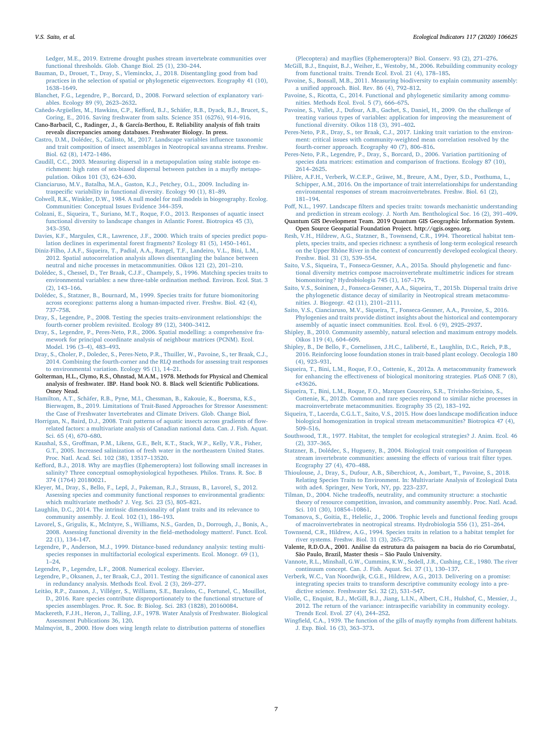Ledger, M.E., 2019. Extreme drought pushes stream invertebrate communities over functional thresholds. Glob. Change Biol. 25 (1), 230–244.

Bauman, D., Drouet, T., Dray, S., Vleminckx, J., 2018. Disentangling good from bad practices in the selection of spatial or phylogenetic eigenvectors. Ecography 41 (10), 1638–1649.

Blanchet, F.G., Legendre, P., Borcard, D., 2008. Forward selection of explanatory variables. Ecology 89 (9), 2623–2632.

Cañedo-Argüelles, M., Hawkins, C.P., Kefford, B.J., Schäfer, R.B., Dyack, B.J., Brucet, S., Coring, E., 2016. Saving freshwater from salts. Science 351 (6276), 914–916.

Cano-Barbacil, C., Radinger, J., & García-Berthou, E. Reliability analysis of fish traits reveals discrepancies among databases. Freshwater Biology. In press.

Castro, D.M., Dolédec, S., Callisto, M., 2017. Landscape variables influence taxonomic and trait composition of insect assemblages in Neotropical savanna streams. Freshw. Biol. 62 (8), 1472–1486.

Caudill, C.C., 2003. Measuring dispersal in a metapopulation using stable isotope enrichment: high rates of sex-biased dispersal between patches in a mayfly metapopulation. Oikos 101 (3), 624–630.

Cianciaruso, M.V., Batalha, M.A., Gaston, K.J., Petchey, O.L., 2009. Including intraspecific variability in functional diversity. Ecology 90 (1), 81–89.

Colwell, R.K., Winkler, D.W., 1984. A null model for null models in biogeography. Ecolog. Communities: Conceptual Issues Evidence 344–359.

Colzani, E., Siqueira, T., Suriano, M.T., Roque, F.O., 2013. Responses of aquatic insect functional diversity to landscape changes in Atlantic Forest. Biotropica 45 (3), 343–350.

Davies, K.F., Margules, C.R., Lawrence, J.F., 2000. Which traits of species predict population declines in experimental forest fragments? Ecology 81 (5), 1450–1461.

Diniz-Filho, J.A.F., Siqueira, T., Padial, A.A., Rangel, T.F., Landeiro, V.L., Bini, L.M., 2012. Spatial autocorrelation analysis allows disentangling the balance between neutral and niche processes in metacommunities. Oikos 121 (2), 201–210.

Dolédec, S., Chessel, D., Ter Braak, C.J.F., Champely, S., 1996. Matching species traits to environmental variables: a new three-table ordination method. Environ. Ecol. Stat. 3 (2), 143–166.

Dolédec, S., Statzner, B., Bournard, M., 1999. Species traits for future biomonitoring across ecoregions: patterns along a human-impacted river. Freshw. Biol. 42 (4), 737–758.

Dray, S., Legendre, P., 2008. Testing the species traits–environment relationships: the fourth-corner problem revisited. Ecology 89 (12), 3400–3412.

Dray, S., Legendre, P., Peres-Neto, P.R., 2006. Spatial modelling: a comprehensive framework for principal coordinate analysis of neighbour matrices (PCNM). Ecol. Model. 196 (3–4), 483–493.

Dray, S., Choler, P., Doledec, S., Peres-Neto, P.R., Thuiller, W., Pavoine, S., ter Braak, C.J., 2014. Combining the fourth-corner and the RLQ methods for assessing trait responses to environmental variation. Ecology 95 (1), 14–21.

Golterman, H.L., Clymo, R.S., Ohnstad, M.A.M., 1978. Methods for Physical and Chemical analysis of freshwater. IBP. Hand book NO. 8. Black well Scientific Publications. Osney Nead.

Hamilton, A.T., Schäfer, R.B., Pyne, M.I., Chessman, B., Kakouie, K., Boersma, K.S., Bierwagen, B., 2019. Limitations of Trait-Based Approaches for Stressor Assessment: the Case of Freshwater Invertebrates and Climate Drivers. Glob. Change Biol.

Horrigan, N., Baird, D.J., 2008. Trait patterns of aquatic insects across gradients of flow-related factors: a multivariate analysis of Canadian national data. Can. J. Fish. Aquat. Sci. 65 (4), 670–680.

Kaushal, S.S., Groffman, P.M., Likens, G.E., Belt, K.T., Stack, W.P., Kelly, V.R., Fisher, G.T., 2005. Increased salinization of fresh water in the northeastern United States. Proc. Natl. Acad. Sci. 102 (38), 13517–13520.

Kefford, B.J., 2018. Why are mayflies (Ephemeroptera) lost following small increases in salinity? Three conceptual osmophysiological hypotheses. Philos. Trans. R. Soc. B 374 (1764) 20180021.

Kleyer, M., Dray, S., Bello, F., Lepš, J., Pakeman, R.J., Strauss, B., Lavorel, S., 2012. Assessing species and community functional responses to environmental gradients: which multivariate methods? J. Veg. Sci. 23 (5), 805–821.

Laughlin, D.C., 2014. The intrinsic dimensionality of plant traits and its relevance to community assembly. J. Ecol. 102 (1), 186–193.

Lavorel, S., Grigulis, K., McIntyre, S., Williams, N.S., Garden, D., Dorrough, J., Bonis, A., 2008. Assessing functional diversity in the field–methodology matters!. Funct. Ecol. 22 (1), 134–147.

Legendre, P., Anderson, M.J., 1999. Distance-based redundancy analysis: testing multi-species responses in multifactorial ecological experiments. Ecol. Monogr. 69 (1), 1–24.

Legendre, P., Legendre, L.F., 2008. Numerical ecology. Elsevier.

Legendre, P., Oksanen, J., ter Braak, C.J., 2011. Testing the significance of canonical axes in redundancy analysis. Methods Ecol. Evol. 2 (3), 269–277.

Leitão, R.P., Zuanon, J., Villéger, S., Williams, S.E., Baraloto, C., Fortunel, C., Mouillot, D., 2016. Rare species contribute disproportionately to the functional structure of species assemblages. Proc. R. Soc. B: Biolog. Sci. 283 (1828), 20160084.

Mackereth, F.J.H., Heron, J., Talling, J.F., 1978. Water Analysis of Freshwater. Biological Assessment Publications 36, 120.

Malmqvist, B., 2000. How does wing length relate to distribution patterns of stoneflies (Plecoptera) and mayflies (Ephemeroptera)? Biol. Conserv. 93 (2), 271–276.

McGill, B.J., Enquist, B.J., Weiher, E., Westoby, M., 2006. Rebuilding community ecology from functional traits. Trends Ecol. Evol. 21 (4), 178–185.

Pavoine, S., Bonsall, M.B., 2011. Measuring biodiversity to explain community assembly: a unified approach. Biol. Rev. 86 (4), 792–812.

Pavoine, S., Ricotta, C., 2014. Functional and phylogenetic similarity among communities. Methods Ecol. Evol. 5 (7), 666–675.

Pavoine, S., Vallet, J., Dufour, A.B., Gachet, S., Daniel, H., 2009. On the challenge of treating various types of variables: application for improving the measurement of functional diversity. Oikos 118 (3), 391–402.

Peres-Neto, P.R., Dray, S., ter Braak, C.J., 2017. Linking trait variation to the environment: critical issues with community-weighted mean correlation resolved by the fourth-corner approach. Ecography 40 (7), 806–816.

Peres-Neto, P.R., Legendre, P., Dray, S., Borcard, D., 2006. Variation partitioning of species data matrices: estimation and comparison of fractions. Ecology 87 (10), 2614–2625.

Pilière, A.F.H., Verberk, W.C.E.P., Gräwe, M., Breure, A.M., Dyer, S.D., Posthuma, L., Schipper, A.M., 2016. On the importance of trait interrelationships for understanding environmental responses of stream macroinvertebrates. Freshw. Biol. 61 (2), 181–194.

Poff, N.L., 1997. Landscape filters and species traits: towards mechanistic understanding and prediction in stream ecology. J. North Am. Benthological Soc. 16 (2), 391–409.

Quantum GIS Development Team. 2019 Quantum GIS Geographic Information System. Open Source Geospatial Foundation Project. http://qgis.osgeo.org.

Resh, V.H., Hildrew, A.G., Statzner, B., Townsend, C.R., 1994. Theoretical habitat templets, species traits, and species richness: a synthesis of long-term ecological research on the Upper Rhône River in the context of concurrently developed ecological theory. Freshw. Biol. 31 (3), 539–554.

Saito, V.S., Siqueira, T., Fonseca-Gessner, A.A., 2015a. Should phylogenetic and functional diversity metrics compose macroinvertebrate multimetric indices for stream biomonitoring? Hydrobiologia 745 (1), 167–179.

Saito, V.S., Soininen, J., Fonseca-Gessner, A.A., Siqueira, T., 2015b. Dispersal traits drive the phylogenetic distance decay of similarity in Neotropical stream metacommunities. J. Biogeogr. 42 (11), 2101–2111.

Saito, V.S., Cianciaruso, M.V., Siqueira, T., Fonseca-Gessner, A.A., Pavoine, S., 2016. Phylogenies and traits provide distinct insights about the historical and contemporary assembly of aquatic insect communities. Ecol. Evol. 6 (9), 2925–2937.

Shipley, B., 2010. Community assembly, natural selection and maximum entropy models. Oikos 119 (4), 604–609.

Shipley, B., De Bello, F., Cornelissen, J.H.C., Laliberté, E., Laughlin, D.C., Reich, P.B., 2016. Reinforcing loose foundation stones in trait-based plant ecology. Oecologia 180 (4), 923–931.

Siqueira, T., Bini, L.M., Roque, F.O., Cottenie, K., 2012a. A metacommunity framework for enhancing the effectiveness of biological monitoring strategies. PLoS ONE 7 (8), e43626.

Siqueira, T., Bini, L.M., Roque, F.O., Marques Couceiro, S.R., Trivinho-Strixino, S., Cottenie, K., 2012b. Common and rare species respond to similar niche processes in macroinvertebrate metacommunities. Ecography 35 (2), 183–192.

Siqueira, T., Lacerda, C.G.L.T., Saito, V.S., 2015. How does landscape modification induce biological homogenization in tropical stream metacommunities? Biotropica 47 (4), 509–516.

Southwood, T.R., 1977. Habitat, the templet for ecological strategies? J. Anim. Ecol. 46 (2), 337–365.

Statzner, B., Dolédec, S., Hugueny, B., 2004. Biological trait composition of European stream invertebrate communities: assessing the effects of various trait filter types. Ecography 27 (4), 470–488.

Thioulouse, J., Dray, S., Dufour, A.B., Siberchicot, A., Jombart, T., Pavoine, S., 2018. Relating Species Traits to Environment. In: Multivariate Analysis of Ecological Data with ade4. Springer, New York, NY, pp. 223–237.

Tilman, D., 2004. Niche tradeoffs, neutrality, and community structure: a stochastic theory of resource competition, invasion, and community assembly. Proc. Natl. Acad. Sci. 101 (30), 10854–10861.

Tomanova, S., Goitia, E., Helešic, J., 2006. Trophic levels and functional feeding groups of macroinvertebrates in neotropical streams. Hydrobiologia 556 (1), 251–264.

Townsend, C.R., Hildrew, A.G., 1994. Species traits in relation to a habitat templet for river systems. Freshw. Biol. 31 (3), 265–275.

Valente, R.D.O.A., 2001. Análise da estrutura da paisagem na bacia do rio Corumbataí, São Paulo, Brazil, Master thesis – São Paulo University.

Vannote, R.L., Minshall, G.W., Cummins, K.W., Sedell, J.R., Cushing, C.E., 1980. The river continuum concept. Can. J. Fish. Aquat. Sci. 37 (1), 130–137.

Verberk, W.C., Van Noordwijk, C.G.E., Hildrew, A.G., 2013. Delivering on a promise: integrating species traits to transform descriptive community ecology into a predictive science. Freshwater Sci. 32 (2), 531–547.

Violle, C., Enquist, B.J., McGill, B.J., Jiang, L.I.N., Albert, C.H., Hulshof, C., Messier, J., 2012. The return of the variance: intraspecific variability in community ecology. Trends Ecol. Evol. 27 (4), 244–252.

Wingfield, C.A., 1939. The function of the gills of mayfly nymphs from different habitats. J. Exp. Biol. 16 (3), 363–373.